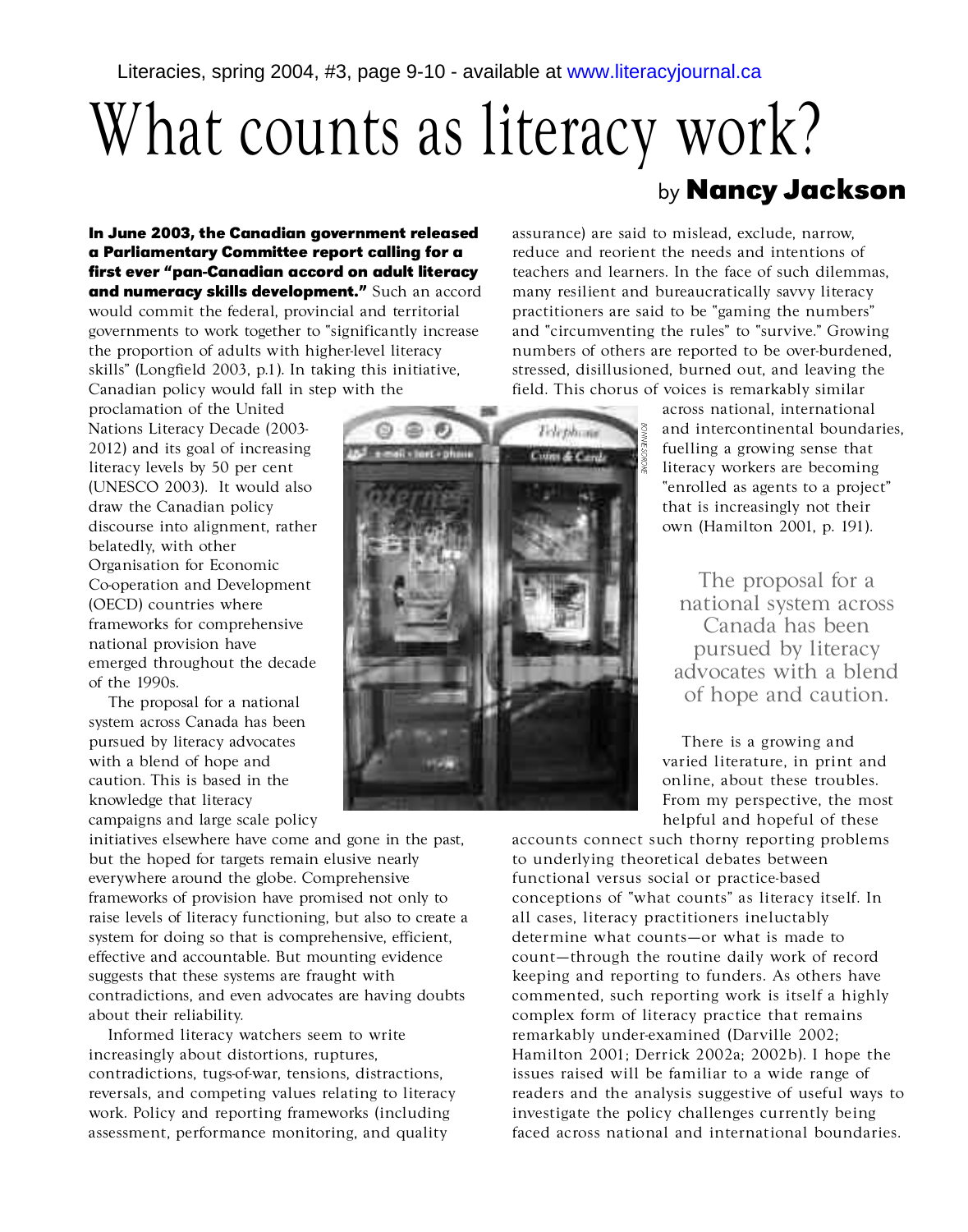Literacies, spring 2004, #3, page 9-10 - available at www.literacyjournal.ca

# What counts as literacy work?

by **Nancy Jackson**

**In June 2003, the Canadian government released a Parliamentary Committee report calling for a first ever "pan-Canadian accord on adult literacy and numeracy skills development."** Such an accord would commit the federal, provincial and territorial governments to work together to "significantly increase the proportion of adults with higher-level literacy skills" (Longfield 2003, p.1). In taking this initiative, Canadian policy would fall in step with the proclamation of the United Nations Literacy Decade (2003-2012) and its goal of increasing literacy levels by 50 per cent (UNESCO 2003). It would also draw the Canadian policy discourse into alignment, rather belatedly, with other Organisation for Economic Co-operation and Development (OECD) countries where frameworks for comprehensive national provision have emerged throughout the decade of the 1990s.

The proposal for a national system across Canada has been pursued by literacy advocates with a blend of hope and caution. This is based in the knowledge that literacy campaigns and large scale policy initiatives elsewhere have come and gone in the past, but the hoped for targets remain elusive nearly everywhere around the globe. Comprehensive frameworks of provision have promised not only to raise levels of literacy functioning, but also to create a system for doing so that is comprehensive, efficient, effective and accountable. But mounting evidence suggests that these systems are fraught with contradictions, and even advocates are having doubts about their reliability.

Informed literacy watchers seem to write increasingly about distortions, ruptures, contradictions, tugs-of-war, tensions, distractions, reversals, and competing values relating to literacy work. Policy and reporting frameworks (including assessment, performance monitoring, and quality assurance) are said to mislead, exclude, narrow, reduce and reorient the needs and intentions of teachers and learners. In the face of such dilemmas, many resilient and bureaucratically savvy literacy practitioners are said to be "gaming the numbers" and "circumventing the rules" to "survive." Growing numbers of others are reported to be over-burdened, stressed, disillusioned, burned out, and leaving the field. This chorus of voices is remarkably similar across national, international and intercontinental boundaries, fuelling a growing sense that literacy workers are becoming "enrolled as agents to a project" that is increasingly not their own (Hamilton 2001, p. 191).

> The proposal for a national system across Canada has been pursued by literacy advocates with a blend of hope and caution.

There is a growing and varied literature, in print and online, about these troubles. From my perspective, the most helpful and hopeful of these accounts connect such thorny reporting problems to underlying theoretical debates between functional versus social or practice-based conceptions of "what counts" as literacy itself. In all cases, literacy practitioners ineluctably determine what counts—or what is made to count—through the routine daily work of record keeping and reporting to funders. As others have commented, such reporting work is itself a highly complex form of literacy practice that remains remarkably under-examined (Darville 2002; Hamilton 2001; Derrick 2002a; 2002b). I hope the issues raised will be familiar to a wide range of readers and the analysis suggestive of useful ways to investigate the policy challenges currently being faced across national and international boundaries.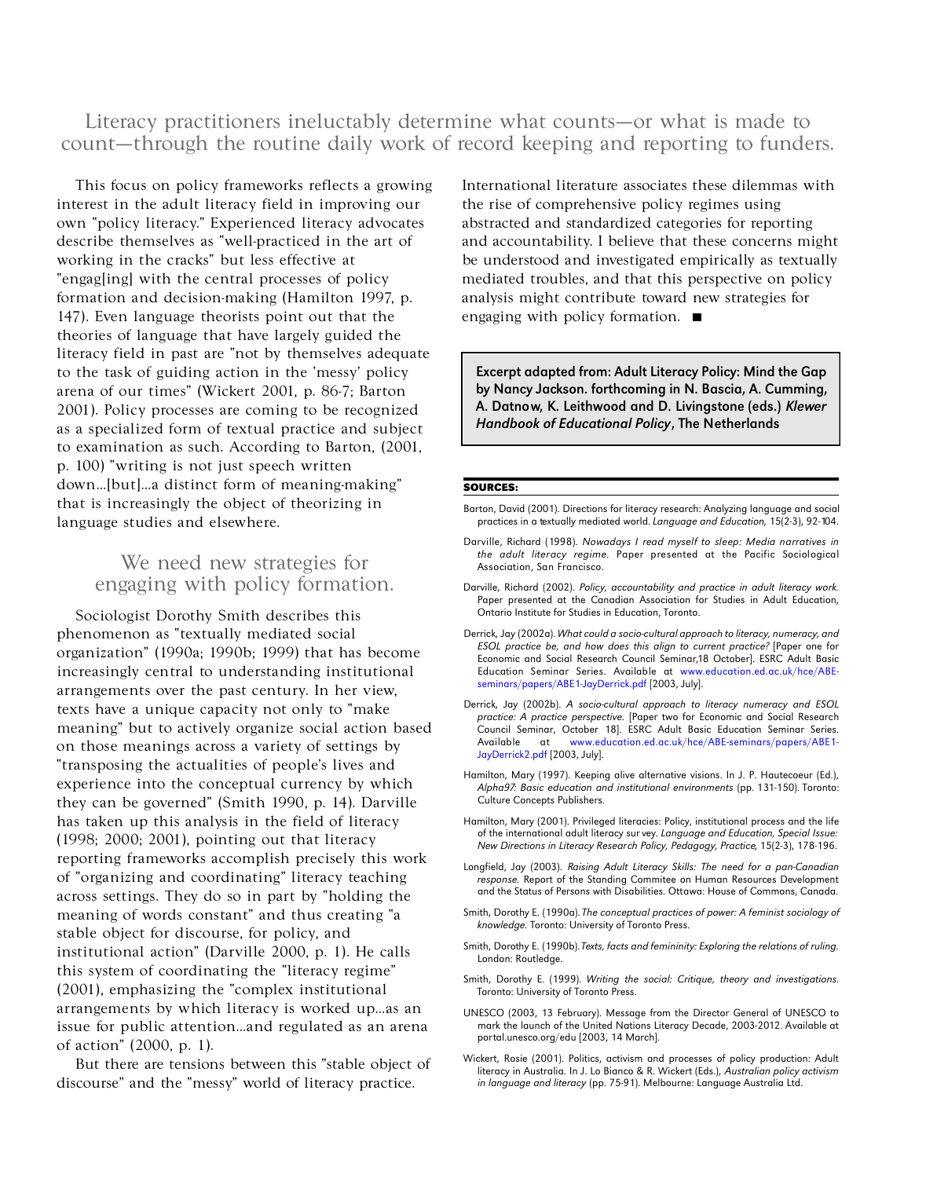Literacy practitioners ineluctably determine what counts—or what is made to count—through the routine daily work of record keeping and reporting to funders.

This focus on policy frameworks reflects a growing interest in the adult literacy field in improving our own "policy literacy." Experienced literacy advocates describe themselves as "well-practiced in the art of working in the cracks" but less effective at "engag[ing] with the central processes of policy formation and decision-making (Hamilton 1997, p. 147). Even language theorists point out that the theories of language that have largely guided the literacy field in past are "not by themselves adequate to the task of guiding action in the 'messy' policy arena of our times" (Wickert 2001, p. 86-7; Barton 2001). Policy processes are coming to be recognized as a specialized form of textual practice and subject to examination as such. According to Barton, (2001, p. 100) "writing is not just speech written down...[but]...a distinct form of meaning-making" that is increasingly the object of theorizing in language studies and elsewhere.

## We need new strategies for engaging with policy formation.

Sociologist Dorothy Smith describes this phenomenon as "textually mediated social organization" (1990a; 1990b; 1999) that has become increasingly central to understanding institutional arrangements over the past century. In her view, texts have a unique capacity not only to "make meaning" but to actively organize social action based on those meanings across a variety of settings by "transposing the actualities of people's lives and experience into the conceptual currency by which they can be governed" (Smith 1990, p. 14). Darville has taken up this analysis in the field of literacy (1998; 2000; 2001), pointing out that literacy reporting frameworks accomplish precisely this work of "organizing and coordinating" literacy teaching across settings. They do so in part by "holding the meaning of words constant" and thus creating "a stable object for discourse, for policy, and institutional action" (Darville 2000, p. 1). He calls this system of coordinating the "literacy regime" (2001), emphasizing the "complex institutional arrangements by which literacy is worked up...as an issue for public attention...and regulated as an arena of action" (2000, p. 1).

But there are tensions between this "stable object of discourse" and the "messy" world of literacy practice. International literature associates these dilemmas with the rise of comprehensive policy regimes using abstracted and standardized categories for reporting and accountability. I believe that these concerns might be understood and investigated empirically as textually mediated troubles, and that this perspective on policy analysis might contribute toward new strategies for engaging with policy formation. ■

**Excerpt adapted from: Adult Literacy Policy: Mind the Gap by Nancy Jackson. forthcoming in N. Bascia, A. Cumming, A. Datnow, K. Leithwood and D. Livingstone (eds.) *Klewer Handbook of Educational Policy*, The Netherlands**

### SOURCES:

Barton, David (2001). Directions for literacy research: Analyzing language and social practices in a textually mediated world. *Language and Education*, 15(2-3), 92-104.

Darville, Richard (1998). *Nowadays I read myself to sleep: Media narratives in the adult literacy regime.* Paper presented at the Pacific Sociological Association, San Francisco.

Darville, Richard (2002). *Policy, accountability and practice in adult literacy work.* Paper presented at the Canadian Association for Studies in Adult Education, Ontario Institute for Studies in Education, Toronto.

Derrick, Jay (2002a). *What could a socio-cultural approach to literacy, numeracy, and ESOL practice be, and how does this align to current practice?* [Paper one for Economic and Social Research Council Seminar,18 October]. ESRC Adult Basic Education Seminar Series. Available at www.education.ed.ac.uk/hce/ABE-seminars/papers/ABE1-JayDerrick.pdf [2003, July].

Derrick, Jay (2002b). *A socio-cultural approach to literacy numeracy and ESOL practice: A practice perspective.* [Paper two for Economic and Social Research Council Seminar, October 18]. ESRC Adult Basic Education Seminar Series. Available at www.education.ed.ac.uk/hce/ABE-seminars/papers/ABE1-JayDerrick2.pdf [2003, July].

Hamilton, Mary (1997). Keeping alive alternative visions. In J. P. Hautecoeur (Ed.), *Alpha97: Basic education and institutional environments* (pp. 131-150). Toronto: Culture Concepts Publishers.

Hamilton, Mary (2001). Privileged literacies: Policy, institutional process and the life of the international adult literacy survey. *Language and Education, Special Issue: New Directions in Literacy Research Policy, Pedagogy, Practice*, 15(2-3), 178-196.

Longfield, Jay (2003). *Raising Adult Literacy Skills: The need for a pan-Canadian response.* Report of the Standing Committee on Human Resources Development and the Status of Persons with Disabilities. Ottawa: House of Commons, Canada.

Smith, Dorothy E. (1990a). *The conceptual practices of power: A feminist sociology of knowledge.* Toronto: University of Toronto Press.

Smith, Dorothy E. (1990b). *Texts, facts and femininity: Exploring the relations of ruling.* London: Routledge.

Smith, Dorothy E. (1999). *Writing the social: Critique, theory and investigations.* Toronto: University of Toronto Press.

UNESCO (2003, 13 February). Message from the Director General of UNESCO to mark the launch of the United Nations Literacy Decade, 2003-2012. Available at portal.unesco.org/edu [2003, 14 March].

Wickert, Rosie (2001). Politics, activism and processes of policy production: Adult literacy in Australia. In J. Lo Bianco & R. Wickert (Eds.), *Australian policy activism in language and literacy* (pp. 75-91). Melbourne: Language Australia Ltd.